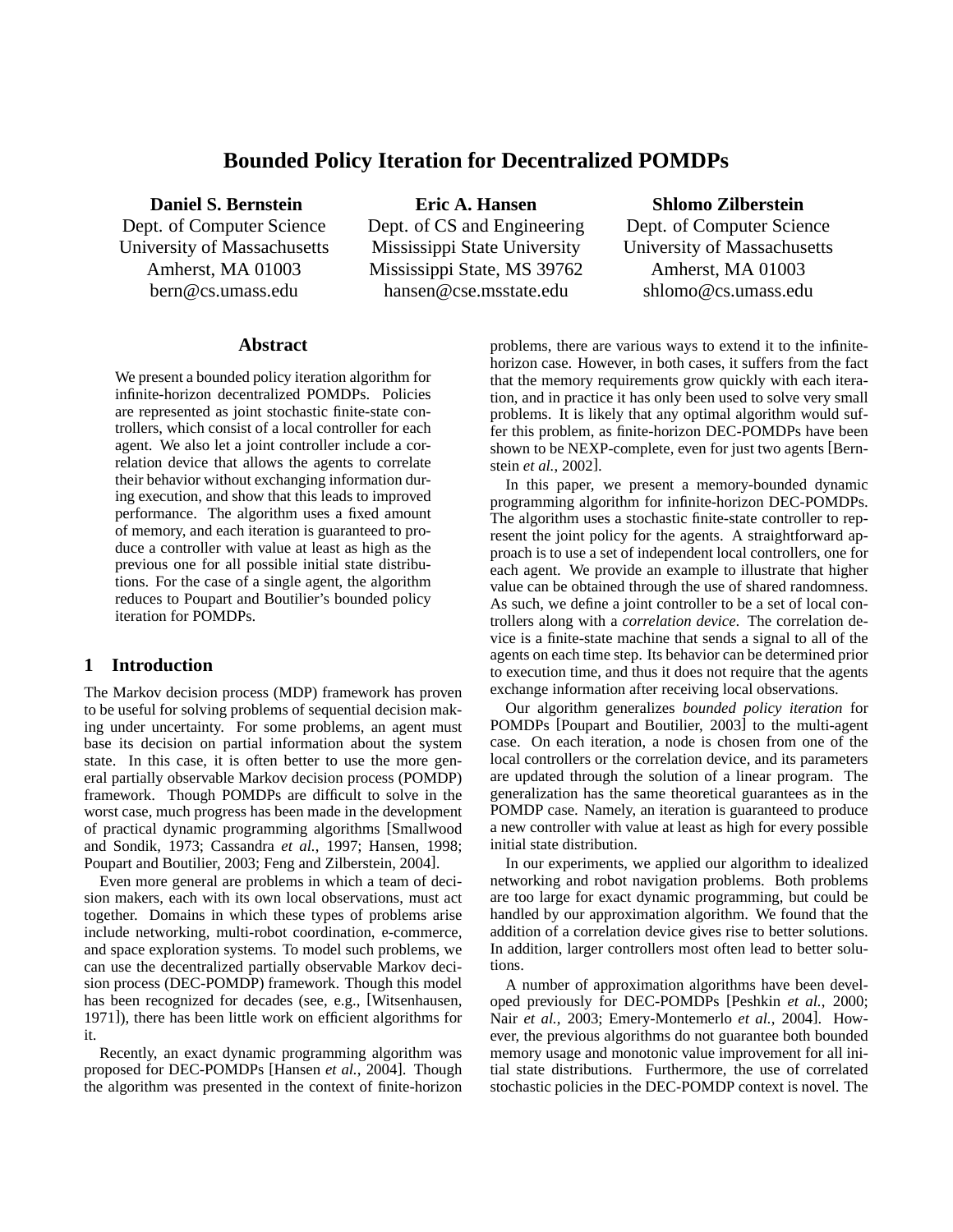# Bounded Policy Iteration for Decentralized POMDPs

**Daniel S. Bernstein**
Dept. of Computer Science
University of Massachusetts
Amherst, MA 01003
bern@cs.umass.edu

**Eric A. Hansen**
Dept. of CS and Engineering
Mississippi State University
Mississippi State, MS 39762
hansen@cse.msstate.edu

**Shlomo Zilberstein**
Dept. of Computer Science
University of Massachusetts
Amherst, MA 01003
shlomo@cs.umass.edu

## Abstract

We present a bounded policy iteration algorithm for infinite-horizon decentralized POMDPs. Policies are represented as joint stochastic finite-state controllers, which consist of a local controller for each agent. We also let a joint controller include a correlation device that allows the agents to correlate their behavior without exchanging information during execution, and show that this leads to improved performance. The algorithm uses a fixed amount of memory, and each iteration is guaranteed to produce a controller with value at least as high as the previous one for all possible initial state distributions. For the case of a single agent, the algorithm reduces to Poupart and Boutilier's bounded policy iteration for POMDPs.

## 1 Introduction

The Markov decision process (MDP) framework has proven to be useful for solving problems of sequential decision making under uncertainty. For some problems, an agent must base its decision on partial information about the system state. In this case, it is often better to use the more general partially observable Markov decision process (POMDP) framework. Though POMDPs are difficult to solve in the worst case, much progress has been made in the development of practical dynamic programming algorithms [Smallwood and Sondik, 1973; Cassandra *et al.*, 1997; Hansen, 1998; Poupart and Boutilier, 2003; Feng and Zilberstein, 2004].

Even more general are problems in which a team of decision makers, each with its own local observations, must act together. Domains in which these types of problems arise include networking, multi-robot coordination, e-commerce, and space exploration systems. To model such problems, we can use the decentralized partially observable Markov decision process (DEC-POMDP) framework. Though this model has been recognized for decades (see, e.g., [Witsenhausen, 1971]), there has been little work on efficient algorithms for it.

Recently, an exact dynamic programming algorithm was proposed for DEC-POMDPs [Hansen *et al.*, 2004]. Though the algorithm was presented in the context of finite-horizon problems, there are various ways to extend it to the infinite-horizon case. However, in both cases, it suffers from the fact that the memory requirements grow quickly with each iteration, and in practice it has only been used to solve very small problems. It is likely that any optimal algorithm would suffer this problem, as finite-horizon DEC-POMDPs have been shown to be NEXP-complete, even for just two agents [Bernstein *et al.*, 2002].

In this paper, we present a memory-bounded dynamic programming algorithm for infinite-horizon DEC-POMDPs. The algorithm uses a stochastic finite-state controller to represent the joint policy for the agents. A straightforward approach is to use a set of independent local controllers, one for each agent. We provide an example to illustrate that higher value can be obtained through the use of shared randomness. As such, we define a joint controller to be a set of local controllers along with a *correlation device*. The correlation device is a finite-state machine that sends a signal to all of the agents on each time step. Its behavior can be determined prior to execution time, and thus it does not require that the agents exchange information after receiving local observations.

Our algorithm generalizes *bounded policy iteration* for POMDPs [Poupart and Boutilier, 2003] to the multi-agent case. On each iteration, a node is chosen from one of the local controllers or the correlation device, and its parameters are updated through the solution of a linear program. The generalization has the same theoretical guarantees as in the POMDP case. Namely, an iteration is guaranteed to produce a new controller with value at least as high for every possible initial state distribution.

In our experiments, we applied our algorithm to idealized networking and robot navigation problems. Both problems are too large for exact dynamic programming, but could be handled by our approximation algorithm. We found that the addition of a correlation device gives rise to better solutions. In addition, larger controllers most often lead to better solutions.

A number of approximation algorithms have been developed previously for DEC-POMDPs [Peshkin *et al.*, 2000; Nair *et al.*, 2003; Emery-Montemerlo *et al.*, 2004]. However, the previous algorithms do not guarantee both bounded memory usage and monotonic value improvement for all initial state distributions. Furthermore, the use of correlated stochastic policies in the DEC-POMDP context is novel. The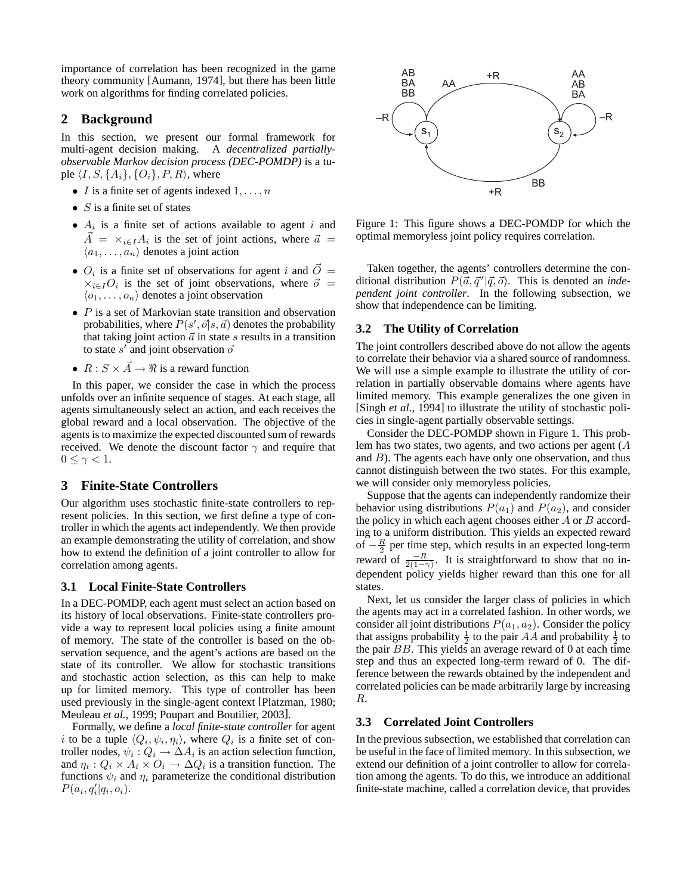importance of correlation has been recognized in the game theory community [Aumann, 1974], but there has been little work on algorithms for finding correlated policies.

## 2 Background

In this section, we present our formal framework for multi-agent decision making. A *decentralized partially-observable Markov decision process (DEC-POMDP)* is a tuple $\langle I, S, \{A_i\}, \{O_i\}, P, R\rangle$, where

- $I$ is a finite set of agents indexed $1, \ldots, n$
- $S$ is a finite set of states
- $A_i$ is a finite set of actions available to agent $i$ and $\vec{A} = \times_{i \in I} A_i$ is the set of joint actions, where $\vec{a} = \langle a_1, \ldots, a_n \rangle$ denotes a joint action
- $O_i$ is a finite set of observations for agent $i$ and $\vec{O} = \times_{i \in I} O_i$ is the set of joint observations, where $\vec{o} = \langle o_1, \ldots, o_n \rangle$ denotes a joint observation
- $P$ is a set of Markovian state transition and observation probabilities, where $P(s', \vec{o}|s, \vec{a})$ denotes the probability that taking joint action $\vec{a}$ in state $s$ results in a transition to state $s'$ and joint observation $\vec{o}$
- $R : S \times \vec{A} \rightarrow \Re$ is a reward function

In this paper, we consider the case in which the process unfolds over an infinite sequence of stages. At each stage, all agents simultaneously select an action, and each receives the global reward and a local observation. The objective of the agents is to maximize the expected discounted sum of rewards received. We denote the discount factor $\gamma$ and require that $0 \leq \gamma < 1$.

## 3 Finite-State Controllers

Our algorithm uses stochastic finite-state controllers to represent policies. In this section, we first define a type of controller in which the agents act independently. We then provide an example demonstrating the utility of correlation, and show how to extend the definition of a joint controller to allow for correlation among agents.

### 3.1 Local Finite-State Controllers

In a DEC-POMDP, each agent must select an action based on its history of local observations. Finite-state controllers provide a way to represent local policies using a finite amount of memory. The state of the controller is based on the observation sequence, and the agent's actions are based on the state of its controller. We allow for stochastic transitions and stochastic action selection, as this can help to make up for limited memory. This type of controller has been used previously in the single-agent context [Platzman, 1980; Meuleau *et al.*, 1999; Poupart and Boutilier, 2003].

Formally, we define a *local finite-state controller* for agent $i$ to be a tuple $\langle Q_i, \psi_i, \eta_i \rangle$, where $Q_i$ is a finite set of controller nodes, $\psi_i : Q_i \rightarrow \Delta A_i$ is an action selection function, and $\eta_i : Q_i \times A_i \times O_i \rightarrow \Delta Q_i$ is a transition function. The functions $\psi_i$ and $\eta_i$ parameterize the conditional distribution $P(a_i, q'_i | q_i, o_i)$.

Figure 1: This figure shows a DEC-POMDP for which the optimal memoryless joint policy requires correlation.

Taken together, the agents' controllers determine the conditional distribution $P(\vec{a}, \vec{q}\,'|\vec{q}, \vec{o})$. This is denoted an *independent joint controller*. In the following subsection, we show that independence can be limiting.

### 3.2 The Utility of Correlation

The joint controllers described above do not allow the agents to correlate their behavior via a shared source of randomness. We will use a simple example to illustrate the utility of correlation in partially observable domains where agents have limited memory. This example generalizes the one given in [Singh *et al.*, 1994] to illustrate the utility of stochastic policies in single-agent partially observable settings.

Consider the DEC-POMDP shown in Figure 1. This problem has two states, two agents, and two actions per agent ($A$ and $B$). The agents each have only one observation, and thus cannot distinguish between the two states. For this example, we will consider only memoryless policies.

Suppose that the agents can independently randomize their behavior using distributions $P(a_1)$ and $P(a_2)$, and consider the policy in which each agent chooses either $A$ or $B$ according to a uniform distribution. This yields an expected reward of $-\frac{R}{2}$ per time step, which results in an expected long-term reward of $\frac{-R}{2(1-\gamma)}$. It is straightforward to show that no independent policy yields higher reward than this one for all states.

Next, let us consider the larger class of policies in which the agents may act in a correlated fashion. In other words, we consider all joint distributions $P(a_1, a_2)$. Consider the policy that assigns probability $\frac{1}{2}$ to the pair $AA$ and probability $\frac{1}{2}$ to the pair $BB$. This yields an average reward of 0 at each time step and thus an expected long-term reward of 0. The difference between the rewards obtained by the independent and correlated policies can be made arbitrarily large by increasing $R$.

### 3.3 Correlated Joint Controllers

In the previous subsection, we established that correlation can be useful in the face of limited memory. In this subsection, we extend our definition of a joint controller to allow for correlation among the agents. To do this, we introduce an additional finite-state machine, called a correlation device, that provides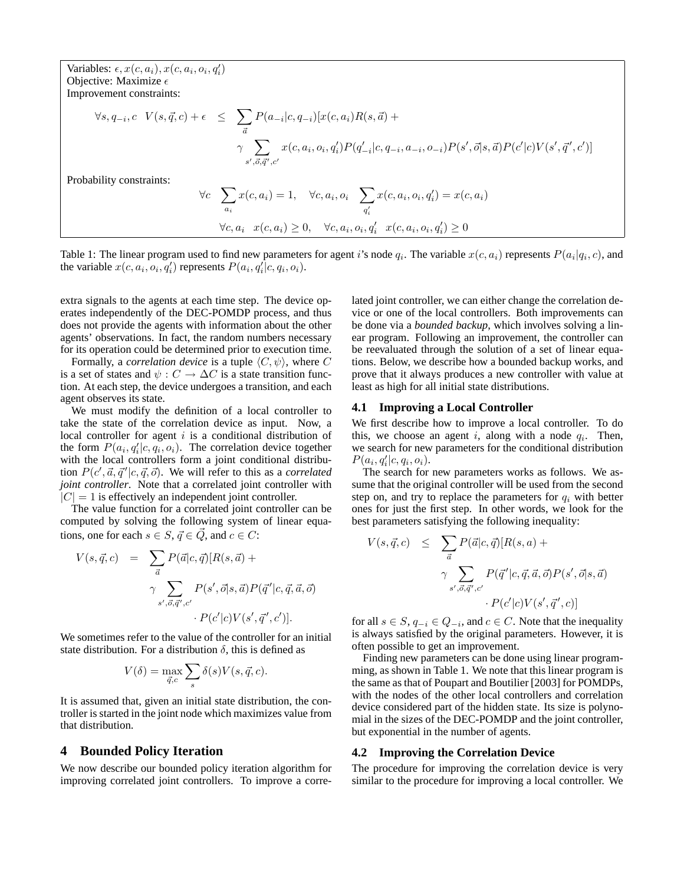Variables: $\epsilon, x(c, a_i), x(c, a_i, o_i, q_i')$
Objective: Maximize $\epsilon$
Improvement constraints:

$$\forall s, q_{-i}, c \quad V(s, \vec{q}, c) + \epsilon \leq \sum_{\vec{a}} P(a_{-i}|c, q_{-i})[x(c, a_i)R(s, \vec{a}) + \gamma \sum_{s', \vec{o}, \vec{q}', c'} x(c, a_i, o_i, q_i')P(q_{-i}'|c, q_{-i}, a_{-i}, o_{-i})P(s', \vec{o}|s, \vec{a})P(c'|c)V(s', \vec{q}', c')]$$

Probability constraints:

$$\forall c \quad \sum_{a_i} x(c, a_i) = 1, \quad \forall c, a_i, o_i \quad \sum_{q_i'} x(c, a_i, o_i, q_i') = x(c, a_i)$$

$$\forall c, a_i \quad x(c, a_i) \geq 0, \quad \forall c, a_i, o_i, q_i' \quad x(c, a_i, o_i, q_i') \geq 0$$

Table 1: The linear program used to find new parameters for agent $i$'s node $q_i$. The variable $x(c, a_i)$ represents $P(a_i|q_i, c)$, and the variable $x(c, a_i, o_i, q_i')$ represents $P(a_i, q_i'|c, q_i, o_i)$.

extra signals to the agents at each time step. The device operates independently of the DEC-POMDP process, and thus does not provide the agents with information about the other agents' observations. In fact, the random numbers necessary for its operation could be determined prior to execution time.

Formally, a *correlation device* is a tuple $\langle C, \psi \rangle$, where $C$ is a set of states and $\psi : C \rightarrow \Delta C$ is a state transition function. At each step, the device undergoes a transition, and each agent observes its state.

We must modify the definition of a local controller to take the state of the correlation device as input. Now, a local controller for agent $i$ is a conditional distribution of the form $P(a_i, q_i'|c, q_i, o_i)$. The correlation device together with the local controllers form a joint conditional distribution $P(c', \vec{a}, \vec{q}'|c, \vec{q}, \vec{o})$. We will refer to this as a *correlated joint controller*. Note that a correlated joint controller with $|C| = 1$ is effectively an independent joint controller.

The value function for a correlated joint controller can be computed by solving the following system of linear equations, one for each $s \in S$, $\vec{q} \in \vec{Q}$, and $c \in C$:

$$V(s, \vec{q}, c) = \sum_{\vec{a}} P(\vec{a}|c, \vec{q})[R(s, \vec{a}) + \gamma \sum_{s', \vec{o}, \vec{q}', c'} P(s', \vec{o}|s, \vec{a})P(\vec{q}'|c, \vec{q}, \vec{a}, \vec{o}) \cdot P(c'|c)V(s', \vec{q}', c')].$$

We sometimes refer to the value of the controller for an initial state distribution. For a distribution $\delta$, this is defined as

$$V(\delta) = \max_{\vec{q}, c} \sum_s \delta(s)V(s, \vec{q}, c).$$

It is assumed that, given an initial state distribution, the controller is started in the joint node which maximizes value from that distribution.

# 4 Bounded Policy Iteration

We now describe our bounded policy iteration algorithm for improving correlated joint controllers. To improve a correlated joint controller, we can either change the correlation device or one of the local controllers. Both improvements can be done via a *bounded backup*, which involves solving a linear program. Following an improvement, the controller can be reevaluated through the solution of a set of linear equations. Below, we describe how a bounded backup works, and prove that it always produces a new controller with value at least as high for all initial state distributions.

## 4.1 Improving a Local Controller

We first describe how to improve a local controller. To do this, we choose an agent $i$, along with a node $q_i$. Then, we search for new parameters for the conditional distribution $P(a_i, q_i'|c, q_i, o_i)$.

The search for new parameters works as follows. We assume that the original controller will be used from the second step on, and try to replace the parameters for $q_i$ with better ones for just the first step. In other words, we look for the best parameters satisfying the following inequality:

$$V(s, \vec{q}, c) \leq \sum_{\vec{a}} P(\vec{a}|c, \vec{q})[R(s, a) + \gamma \sum_{s', \vec{o}, \vec{q}', c'} P(\vec{q}'|c, \vec{q}, \vec{a}, \vec{o})P(s', \vec{o}|s, \vec{a}) \cdot P(c'|c)V(s', \vec{q}', c)]$$

for all $s \in S$, $q_{-i} \in Q_{-i}$, and $c \in C$. Note that the inequality is always satisfied by the original parameters. However, it is often possible to get an improvement.

Finding new parameters can be done using linear programming, as shown in Table 1. We note that this linear program is the same as that of Poupart and Boutilier [2003] for POMDPs, with the nodes of the other local controllers and correlation device considered part of the hidden state. Its size is polynomial in the sizes of the DEC-POMDP and the joint controller, but exponential in the number of agents.

## 4.2 Improving the Correlation Device

The procedure for improving the correlation device is very similar to the procedure for improving a local controller. We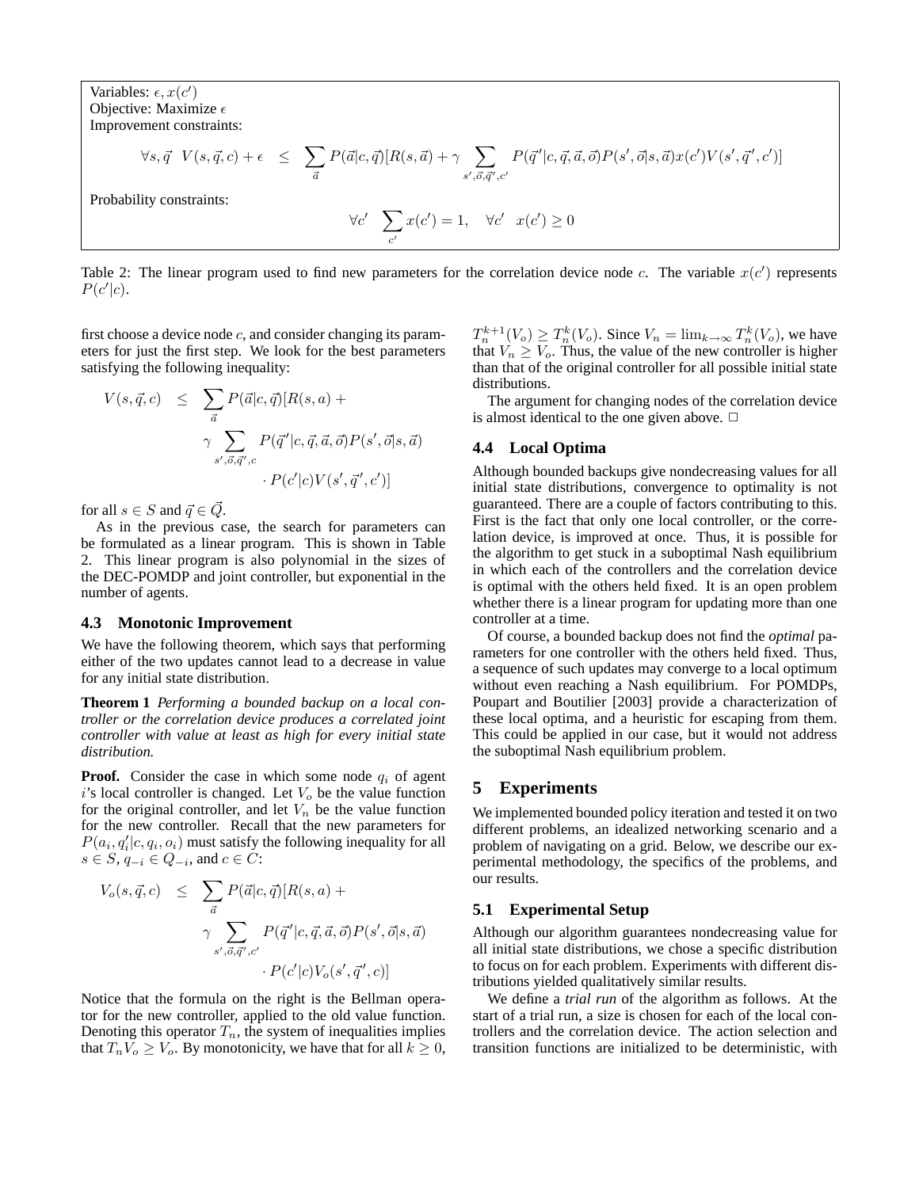Variables: $\epsilon, x(c')$
Objective: Maximize $\epsilon$
Improvement constraints:

$$\forall s, \vec{q} \quad V(s, \vec{q}, c) + \epsilon \quad \leq \quad \sum_{\vec{a}} P(\vec{a}|c, \vec{q})[R(s, \vec{a}) + \gamma \sum_{s', \vec{o}, \vec{q}', c'} P(\vec{q}'|c, \vec{q}, \vec{a}, \vec{o})P(s', \vec{o}|s, \vec{a})x(c')V(s', \vec{q}', c')]$$

Probability constraints:

$$\forall c' \quad \sum_{c'} x(c') = 1, \quad \forall c' \quad x(c') \geq 0$$

Table 2: The linear program used to find new parameters for the correlation device node $c$. The variable $x(c')$ represents $P(c'|c)$.

first choose a device node $c$, and consider changing its parameters for just the first step. We look for the best parameters satisfying the following inequality:

$$\begin{aligned} V(s, \vec{q}, c) \quad \leq \quad & \sum_{\vec{a}} P(\vec{a}|c, \vec{q})[R(s, a) + \\ & \gamma \sum_{s', \vec{o}, \vec{q}', c} P(\vec{q}'|c, \vec{q}, \vec{a}, \vec{o})P(s', \vec{o}|s, \vec{a}) \\ & \cdot P(c'|c)V(s', \vec{q}', c')] \end{aligned}$$

for all $s \in S$ and $\vec{q} \in \vec{Q}$.

As in the previous case, the search for parameters can be formulated as a linear program. This is shown in Table 2. This linear program is also polynomial in the sizes of the DEC-POMDP and joint controller, but exponential in the number of agents.

### 4.3 Monotonic Improvement

We have the following theorem, which says that performing either of the two updates cannot lead to a decrease in value for any initial state distribution.

**Theorem 1** *Performing a bounded backup on a local controller or the correlation device produces a correlated joint controller with value at least as high for every initial state distribution.*

**Proof.** Consider the case in which some node $q_i$ of agent $i$'s local controller is changed. Let $V_o$ be the value function for the original controller, and let $V_n$ be the value function for the new controller. Recall that the new parameters for $P(a_i, q_i'|c, q_i, o_i)$ must satisfy the following inequality for all $s \in S$, $q_{-i} \in Q_{-i}$, and $c \in C$:

$$\begin{aligned} V_o(s, \vec{q}, c) \quad \leq \quad & \sum_{\vec{a}} P(\vec{a}|c, \vec{q})[R(s, a) + \\ & \gamma \sum_{s', \vec{o}, \vec{q}', c'} P(\vec{q}'|c, \vec{q}, \vec{a}, \vec{o})P(s', \vec{o}|s, \vec{a}) \\ & \cdot P(c'|c)V_o(s', \vec{q}', c)] \end{aligned}$$

Notice that the formula on the right is the Bellman operator for the new controller, applied to the old value function. Denoting this operator $T_n$, the system of inequalities implies that $T_n V_o \geq V_o$. By monotonicity, we have that for all $k \geq 0$, $T_n^{k+1}(V_o) \geq T_n^k(V_o)$. Since $V_n = \lim_{k \to \infty} T_n^k(V_o)$, we have that $V_n \geq V_o$. Thus, the value of the new controller is higher than that of the original controller for all possible initial state distributions.

The argument for changing nodes of the correlation device is almost identical to the one given above. □

### 4.4 Local Optima

Although bounded backups give nondecreasing values for all initial state distributions, convergence to optimality is not guaranteed. There are a couple of factors contributing to this. First is the fact that only one local controller, or the correlation device, is improved at once. Thus, it is possible for the algorithm to get stuck in a suboptimal Nash equilibrium in which each of the controllers and the correlation device is optimal with the others held fixed. It is an open problem whether there is a linear program for updating more than one controller at a time.

Of course, a bounded backup does not find the *optimal* parameters for one controller with the others held fixed. Thus, a sequence of such updates may converge to a local optimum without even reaching a Nash equilibrium. For POMDPs, Poupart and Boutilier [2003] provide a characterization of these local optima, and a heuristic for escaping from them. This could be applied in our case, but it would not address the suboptimal Nash equilibrium problem.

## 5 Experiments

We implemented bounded policy iteration and tested it on two different problems, an idealized networking scenario and a problem of navigating on a grid. Below, we describe our experimental methodology, the specifics of the problems, and our results.

### 5.1 Experimental Setup

Although our algorithm guarantees nondecreasing value for all initial state distributions, we chose a specific distribution to focus on for each problem. Experiments with different distributions yielded qualitatively similar results.

We define a *trial run* of the algorithm as follows. At the start of a trial run, a size is chosen for each of the local controllers and the correlation device. The action selection and transition functions are initialized to be deterministic, with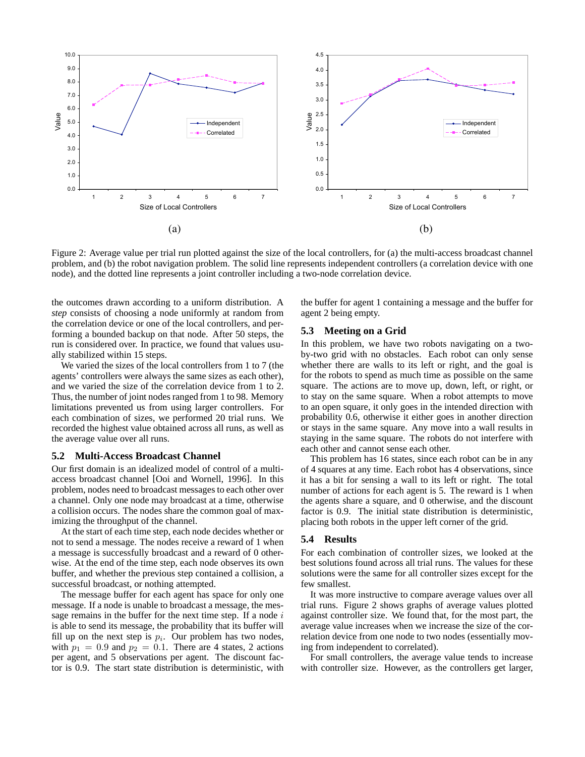Figure 2: Average value per trial run plotted against the size of the local controllers, for (a) the multi-access broadcast channel problem, and (b) the robot navigation problem. The solid line represents independent controllers (a correlation device with one node), and the dotted line represents a joint controller including a two-node correlation device.

the outcomes drawn according to a uniform distribution. A *step* consists of choosing a node uniformly at random from the correlation device or one of the local controllers, and performing a bounded backup on that node. After 50 steps, the run is considered over. In practice, we found that values usually stabilized within 15 steps.

We varied the sizes of the local controllers from 1 to 7 (the agents' controllers were always the same sizes as each other), and we varied the size of the correlation device from 1 to 2. Thus, the number of joint nodes ranged from 1 to 98. Memory limitations prevented us from using larger controllers. For each combination of sizes, we performed 20 trial runs. We recorded the highest value obtained across all runs, as well as the average value over all runs.

## 5.2 Multi-Access Broadcast Channel

Our first domain is an idealized model of control of a multi-access broadcast channel [Ooi and Wornell, 1996]. In this problem, nodes need to broadcast messages to each other over a channel. Only one node may broadcast at a time, otherwise a collision occurs. The nodes share the common goal of maximizing the throughput of the channel.

At the start of each time step, each node decides whether or not to send a message. The nodes receive a reward of 1 when a message is successfully broadcast and a reward of 0 otherwise. At the end of the time step, each node observes its own buffer, and whether the previous step contained a collision, a successful broadcast, or nothing attempted.

The message buffer for each agent has space for only one message. If a node is unable to broadcast a message, the message remains in the buffer for the next time step. If a node $i$ is able to send its message, the probability that its buffer will fill up on the next step is $p_i$. Our problem has two nodes, with $p_1 = 0.9$ and $p_2 = 0.1$. There are 4 states, 2 actions per agent, and 5 observations per agent. The discount factor is 0.9. The start state distribution is deterministic, with the buffer for agent 1 containing a message and the buffer for agent 2 being empty.

## 5.3 Meeting on a Grid

In this problem, we have two robots navigating on a two-by-two grid with no obstacles. Each robot can only sense whether there are walls to its left or right, and the goal is for the robots to spend as much time as possible on the same square. The actions are to move up, down, left, or right, or to stay on the same square. When a robot attempts to move to an open square, it only goes in the intended direction with probability 0.6, otherwise it either goes in another direction or stays in the same square. Any move into a wall results in staying in the same square. The robots do not interfere with each other and cannot sense each other.

This problem has 16 states, since each robot can be in any of 4 squares at any time. Each robot has 4 observations, since it has a bit for sensing a wall to its left or right. The total number of actions for each agent is 5. The reward is 1 when the agents share a square, and 0 otherwise, and the discount factor is 0.9. The initial state distribution is deterministic, placing both robots in the upper left corner of the grid.

## 5.4 Results

For each combination of controller sizes, we looked at the best solutions found across all trial runs. The values for these solutions were the same for all controller sizes except for the few smallest.

It was more instructive to compare average values over all trial runs. Figure 2 shows graphs of average values plotted against controller size. We found that, for the most part, the average value increases when we increase the size of the correlation device from one node to two nodes (essentially moving from independent to correlated).

For small controllers, the average value tends to increase with controller size. However, as the controllers get larger,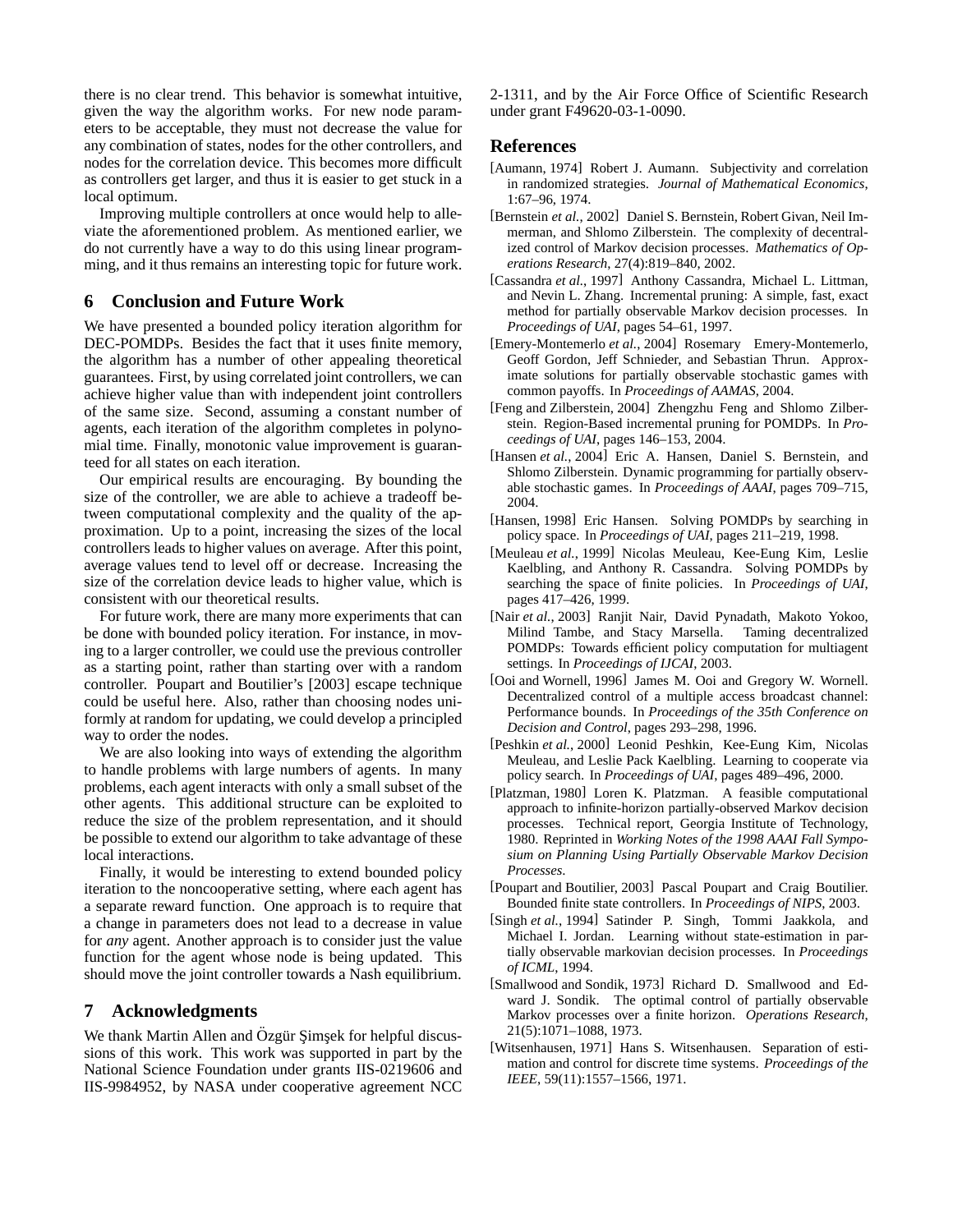there is no clear trend. This behavior is somewhat intuitive, given the way the algorithm works. For new node parameters to be acceptable, they must not decrease the value for any combination of states, nodes for the other controllers, and nodes for the correlation device. This becomes more difficult as controllers get larger, and thus it is easier to get stuck in a local optimum.

Improving multiple controllers at once would help to alleviate the aforementioned problem. As mentioned earlier, we do not currently have a way to do this using linear programming, and it thus remains an interesting topic for future work.

## 6 Conclusion and Future Work

We have presented a bounded policy iteration algorithm for DEC-POMDPs. Besides the fact that it uses finite memory, the algorithm has a number of other appealing theoretical guarantees. First, by using correlated joint controllers, we can achieve higher value than with independent joint controllers of the same size. Second, assuming a constant number of agents, each iteration of the algorithm completes in polynomial time. Finally, monotonic value improvement is guaranteed for all states on each iteration.

Our empirical results are encouraging. By bounding the size of the controller, we are able to achieve a tradeoff between computational complexity and the quality of the approximation. Up to a point, increasing the sizes of the local controllers leads to higher values on average. After this point, average values tend to level off or decrease. Increasing the size of the correlation device leads to higher value, which is consistent with our theoretical results.

For future work, there are many more experiments that can be done with bounded policy iteration. For instance, in moving to a larger controller, we could use the previous controller as a starting point, rather than starting over with a random controller. Poupart and Boutilier's [2003] escape technique could be useful here. Also, rather than choosing nodes uniformly at random for updating, we could develop a principled way to order the nodes.

We are also looking into ways of extending the algorithm to handle problems with large numbers of agents. In many problems, each agent interacts with only a small subset of the other agents. This additional structure can be exploited to reduce the size of the problem representation, and it should be possible to extend our algorithm to take advantage of these local interactions.

Finally, it would be interesting to extend bounded policy iteration to the noncooperative setting, where each agent has a separate reward function. One approach is to require that a change in parameters does not lead to a decrease in value for *any* agent. Another approach is to consider just the value function for the agent whose node is being updated. This should move the joint controller towards a Nash equilibrium.

## 7 Acknowledgments

We thank Martin Allen and Özgür Şimşek for helpful discussions of this work. This work was supported in part by the National Science Foundation under grants IIS-0219606 and IIS-9984952, by NASA under cooperative agreement NCC 2-1311, and by the Air Force Office of Scientific Research under grant F49620-03-1-0090.

## References

[Aumann, 1974] Robert J. Aumann. Subjectivity and correlation in randomized strategies. *Journal of Mathematical Economics*, 1:67–96, 1974.

[Bernstein *et al.*, 2002] Daniel S. Bernstein, Robert Givan, Neil Immerman, and Shlomo Zilberstein. The complexity of decentralized control of Markov decision processes. *Mathematics of Operations Research*, 27(4):819–840, 2002.

[Cassandra *et al.*, 1997] Anthony Cassandra, Michael L. Littman, and Nevin L. Zhang. Incremental pruning: A simple, fast, exact method for partially observable Markov decision processes. In *Proceedings of UAI*, pages 54–61, 1997.

[Emery-Montemerlo *et al.*, 2004] Rosemary Emery-Montemerlo, Geoff Gordon, Jeff Schnieder, and Sebastian Thrun. Approximate solutions for partially observable stochastic games with common payoffs. In *Proceedings of AAMAS*, 2004.

[Feng and Zilberstein, 2004] Zhengzhu Feng and Shlomo Zilberstein. Region-Based incremental pruning for POMDPs. In *Proceedings of UAI*, pages 146–153, 2004.

[Hansen *et al.*, 2004] Eric A. Hansen, Daniel S. Bernstein, and Shlomo Zilberstein. Dynamic programming for partially observable stochastic games. In *Proceedings of AAAI*, pages 709–715, 2004.

[Hansen, 1998] Eric Hansen. Solving POMDPs by searching in policy space. In *Proceedings of UAI*, pages 211–219, 1998.

[Meuleau *et al.*, 1999] Nicolas Meuleau, Kee-Eung Kim, Leslie Kaelbling, and Anthony R. Cassandra. Solving POMDPs by searching the space of finite policies. In *Proceedings of UAI*, pages 417–426, 1999.

[Nair *et al.*, 2003] Ranjit Nair, David Pynadath, Makoto Yokoo, Milind Tambe, and Stacy Marsella. Taming decentralized POMDPs: Towards efficient policy computation for multiagent settings. In *Proceedings of IJCAI*, 2003.

[Ooi and Wornell, 1996] James M. Ooi and Gregory W. Wornell. Decentralized control of a multiple access broadcast channel: Performance bounds. In *Proceedings of the 35th Conference on Decision and Control*, pages 293–298, 1996.

[Peshkin *et al.*, 2000] Leonid Peshkin, Kee-Eung Kim, Nicolas Meuleau, and Leslie Pack Kaelbling. Learning to cooperate via policy search. In *Proceedings of UAI*, pages 489–496, 2000.

[Platzman, 1980] Loren K. Platzman. A feasible computational approach to infinite-horizon partially-observed Markov decision processes. Technical report, Georgia Institute of Technology, 1980. Reprinted in *Working Notes of the 1998 AAAI Fall Symposium on Planning Using Partially Observable Markov Decision Processes*.

[Poupart and Boutilier, 2003] Pascal Poupart and Craig Boutilier. Bounded finite state controllers. In *Proceedings of NIPS*, 2003.

[Singh *et al.*, 1994] Satinder P. Singh, Tommi Jaakkola, and Michael I. Jordan. Learning without state-estimation in partially observable markovian decision processes. In *Proceedings of ICML*, 1994.

[Smallwood and Sondik, 1973] Richard D. Smallwood and Edward J. Sondik. The optimal control of partially observable Markov processes over a finite horizon. *Operations Research*, 21(5):1071–1088, 1973.

[Witsenhausen, 1971] Hans S. Witsenhausen. Separation of estimation and control for discrete time systems. *Proceedings of the IEEE*, 59(11):1557–1566, 1971.